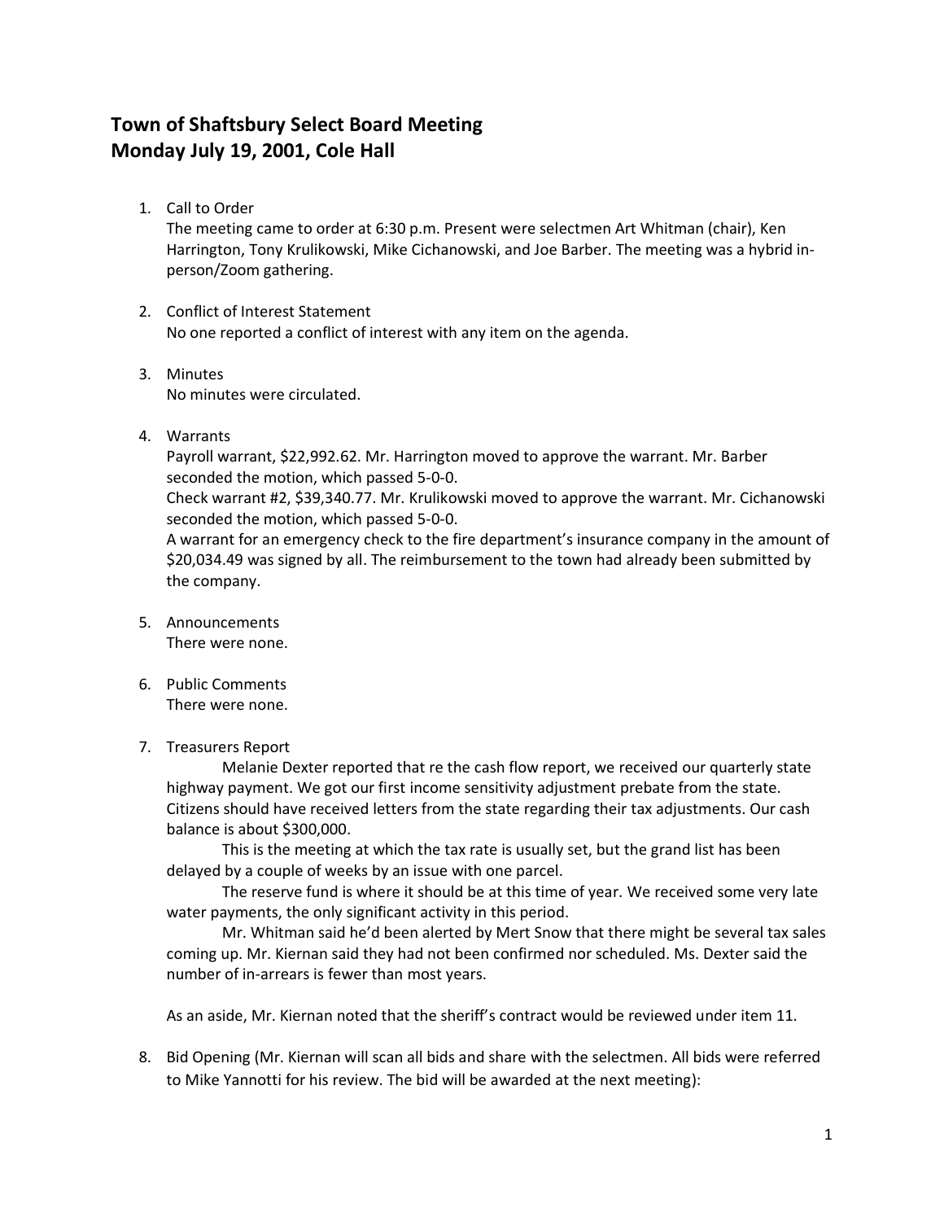# Town of Shaftsbury Select Board Meeting
# Monday July 19, 2001, Cole Hall

1. Call to Order
   The meeting came to order at 6:30 p.m. Present were selectmen Art Whitman (chair), Ken Harrington, Tony Krulikowski, Mike Cichanowski, and Joe Barber. The meeting was a hybrid in-person/Zoom gathering.

2. Conflict of Interest Statement
   No one reported a conflict of interest with any item on the agenda.

3. Minutes
   No minutes were circulated.

4. Warrants
   Payroll warrant, $22,992.62. Mr. Harrington moved to approve the warrant. Mr. Barber seconded the motion, which passed 5-0-0.
   Check warrant #2, $39,340.77. Mr. Krulikowski moved to approve the warrant. Mr. Cichanowski seconded the motion, which passed 5-0-0.
   A warrant for an emergency check to the fire department's insurance company in the amount of $20,034.49 was signed by all. The reimbursement to the town had already been submitted by the company.

5. Announcements
   There were none.

6. Public Comments
   There were none.

7. Treasurers Report
   Melanie Dexter reported that re the cash flow report, we received our quarterly state highway payment. We got our first income sensitivity adjustment prebate from the state. Citizens should have received letters from the state regarding their tax adjustments. Our cash balance is about $300,000.
   This is the meeting at which the tax rate is usually set, but the grand list has been delayed by a couple of weeks by an issue with one parcel.
   The reserve fund is where it should be at this time of year. We received some very late water payments, the only significant activity in this period.
   Mr. Whitman said he'd been alerted by Mert Snow that there might be several tax sales coming up. Mr. Kiernan said they had not been confirmed nor scheduled. Ms. Dexter said the number of in-arrears is fewer than most years.

   As an aside, Mr. Kiernan noted that the sheriff's contract would be reviewed under item 11.

8. Bid Opening (Mr. Kiernan will scan all bids and share with the selectmen. All bids were referred to Mike Yannotti for his review. The bid will be awarded at the next meeting):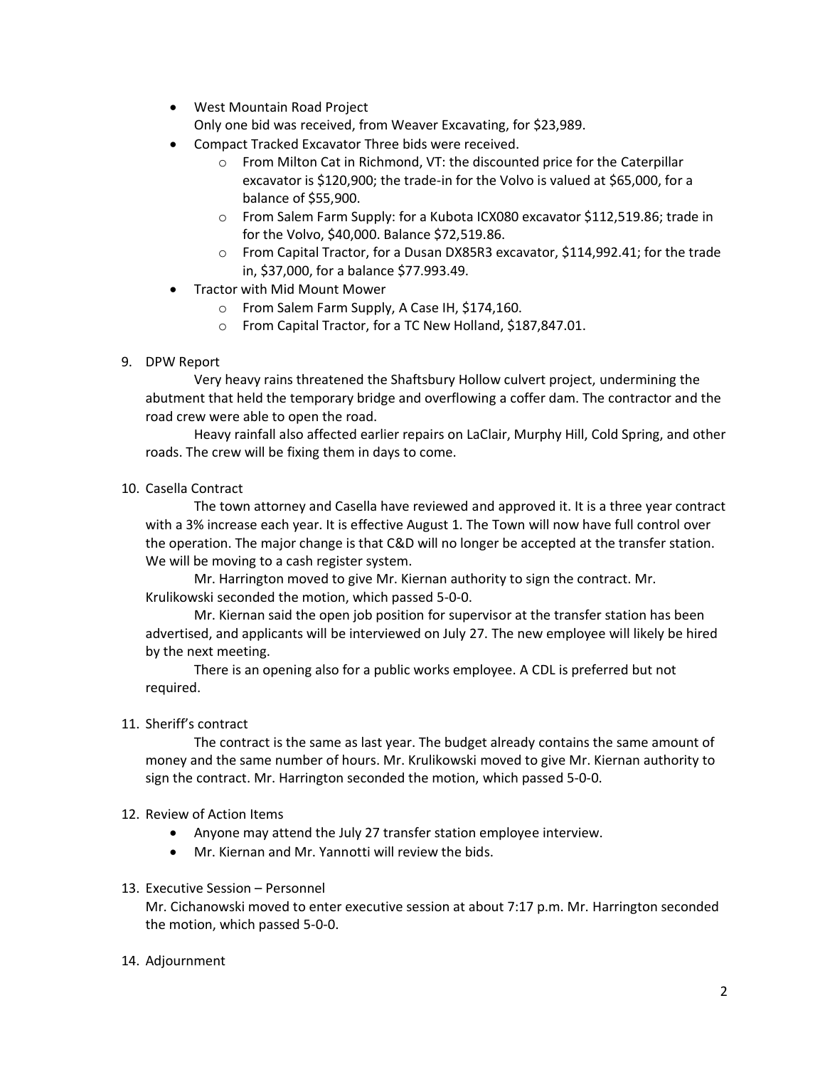- West Mountain Road Project
  Only one bid was received, from Weaver Excavating, for $23,989.
- Compact Tracked Excavator Three bids were received.
  - From Milton Cat in Richmond, VT: the discounted price for the Caterpillar excavator is $120,900; the trade-in for the Volvo is valued at $65,000, for a balance of $55,900.
  - From Salem Farm Supply: for a Kubota ICX080 excavator $112,519.86; trade in for the Volvo, $40,000. Balance $72,519.86.
  - From Capital Tractor, for a Dusan DX85R3 excavator, $114,992.41; for the trade in, $37,000, for a balance $77.993.49.
- Tractor with Mid Mount Mower
  - From Salem Farm Supply, A Case IH, $174,160.
  - From Capital Tractor, for a TC New Holland, $187,847.01.

9. DPW Report

Very heavy rains threatened the Shaftsbury Hollow culvert project, undermining the abutment that held the temporary bridge and overflowing a coffer dam. The contractor and the road crew were able to open the road.

Heavy rainfall also affected earlier repairs on LaClair, Murphy Hill, Cold Spring, and other roads. The crew will be fixing them in days to come.

10. Casella Contract

The town attorney and Casella have reviewed and approved it. It is a three year contract with a 3% increase each year. It is effective August 1. The Town will now have full control over the operation. The major change is that C&D will no longer be accepted at the transfer station. We will be moving to a cash register system.

Mr. Harrington moved to give Mr. Kiernan authority to sign the contract. Mr. Krulikowski seconded the motion, which passed 5-0-0.

Mr. Kiernan said the open job position for supervisor at the transfer station has been advertised, and applicants will be interviewed on July 27. The new employee will likely be hired by the next meeting.

There is an opening also for a public works employee. A CDL is preferred but not required.

11. Sheriff's contract

The contract is the same as last year. The budget already contains the same amount of money and the same number of hours. Mr. Krulikowski moved to give Mr. Kiernan authority to sign the contract. Mr. Harrington seconded the motion, which passed 5-0-0.

12. Review of Action Items
    - Anyone may attend the July 27 transfer station employee interview.
    - Mr. Kiernan and Mr. Yannotti will review the bids.

13. Executive Session – Personnel

Mr. Cichanowski moved to enter executive session at about 7:17 p.m. Mr. Harrington seconded the motion, which passed 5-0-0.

14. Adjournment